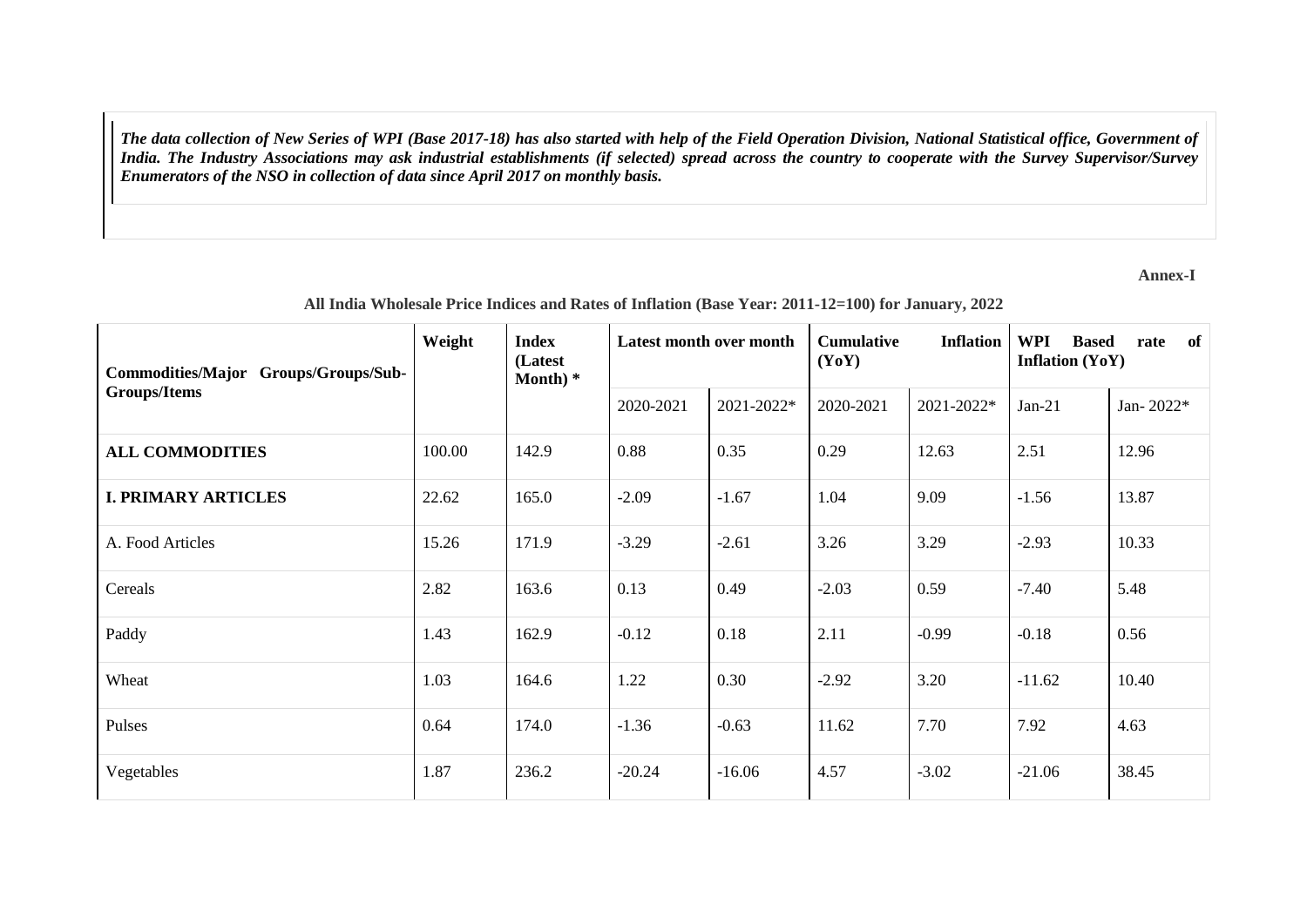***The data collection of New Series of WPI (Base 2017-18) has also started with help of the Field Operation Division, National Statistical office, Government of India. The Industry Associations may ask industrial establishments (if selected) spread across the country to cooperate with the Survey Supervisor/Survey Enumerators of the NSO in collection of data since April 2017 on monthly basis.***

**Annex-I**

**All India Wholesale Price Indices and Rates of Inflation (Base Year: 2011-12=100) for January, 2022**

| Commodities/Major Groups/Groups/Sub-Groups/Items | Weight | Index (Latest Month) * | Latest month over month | | Cumulative Inflation (YoY) | | WPI Based rate of Inflation (YoY) | |
|---|---|---|---|---|---|---|---|---|
| | | | 2020-2021 | 2021-2022* | 2020-2021 | 2021-2022* | Jan-21 | Jan- 2022* |
| **ALL COMMODITIES** | 100.00 | 142.9 | 0.88 | 0.35 | 0.29 | 12.63 | 2.51 | 12.96 |
| **I. PRIMARY ARTICLES** | 22.62 | 165.0 | -2.09 | -1.67 | 1.04 | 9.09 | -1.56 | 13.87 |
| A. Food Articles | 15.26 | 171.9 | -3.29 | -2.61 | 3.26 | 3.29 | -2.93 | 10.33 |
| Cereals | 2.82 | 163.6 | 0.13 | 0.49 | -2.03 | 0.59 | -7.40 | 5.48 |
| Paddy | 1.43 | 162.9 | -0.12 | 0.18 | 2.11 | -0.99 | -0.18 | 0.56 |
| Wheat | 1.03 | 164.6 | 1.22 | 0.30 | -2.92 | 3.20 | -11.62 | 10.40 |
| Pulses | 0.64 | 174.0 | -1.36 | -0.63 | 11.62 | 7.70 | 7.92 | 4.63 |
| Vegetables | 1.87 | 236.2 | -20.24 | -16.06 | 4.57 | -3.02 | -21.06 | 38.45 |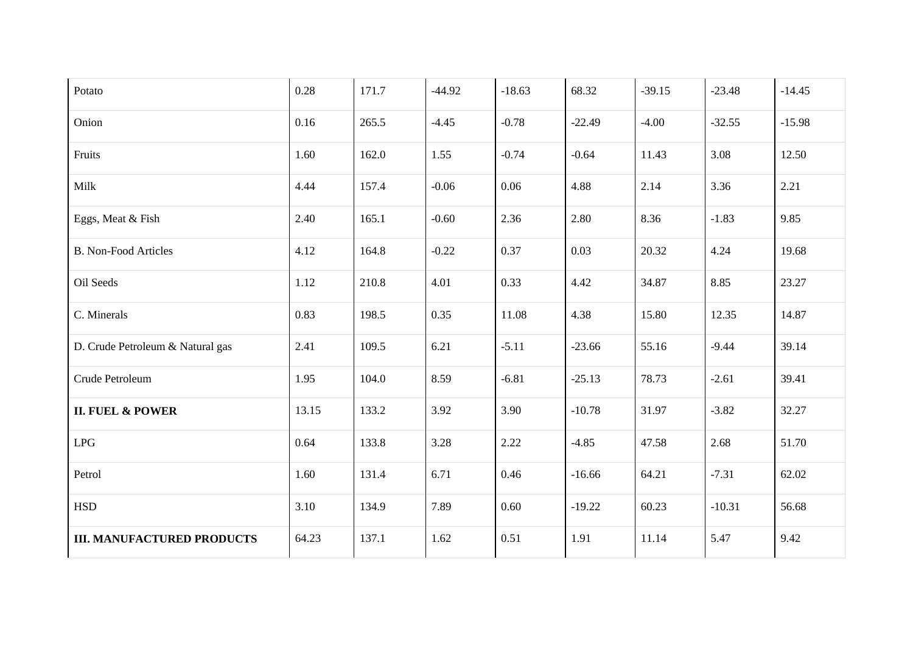| | | | | | | | | |
|---|---|---|---|---|---|---|---|---|
| Potato | 0.28 | 171.7 | -44.92 | -18.63 | 68.32 | -39.15 | -23.48 | -14.45 |
| Onion | 0.16 | 265.5 | -4.45 | -0.78 | -22.49 | -4.00 | -32.55 | -15.98 |
| Fruits | 1.60 | 162.0 | 1.55 | -0.74 | -0.64 | 11.43 | 3.08 | 12.50 |
| Milk | 4.44 | 157.4 | -0.06 | 0.06 | 4.88 | 2.14 | 3.36 | 2.21 |
| Eggs, Meat & Fish | 2.40 | 165.1 | -0.60 | 2.36 | 2.80 | 8.36 | -1.83 | 9.85 |
| B. Non-Food Articles | 4.12 | 164.8 | -0.22 | 0.37 | 0.03 | 20.32 | 4.24 | 19.68 |
| Oil Seeds | 1.12 | 210.8 | 4.01 | 0.33 | 4.42 | 34.87 | 8.85 | 23.27 |
| C. Minerals | 0.83 | 198.5 | 0.35 | 11.08 | 4.38 | 15.80 | 12.35 | 14.87 |
| D. Crude Petroleum & Natural gas | 2.41 | 109.5 | 6.21 | -5.11 | -23.66 | 55.16 | -9.44 | 39.14 |
| Crude Petroleum | 1.95 | 104.0 | 8.59 | -6.81 | -25.13 | 78.73 | -2.61 | 39.41 |
| **II. FUEL & POWER** | 13.15 | 133.2 | 3.92 | 3.90 | -10.78 | 31.97 | -3.82 | 32.27 |
| LPG | 0.64 | 133.8 | 3.28 | 2.22 | -4.85 | 47.58 | 2.68 | 51.70 |
| Petrol | 1.60 | 131.4 | 6.71 | 0.46 | -16.66 | 64.21 | -7.31 | 62.02 |
| HSD | 3.10 | 134.9 | 7.89 | 0.60 | -19.22 | 60.23 | -10.31 | 56.68 |
| **III. MANUFACTURED PRODUCTS** | 64.23 | 137.1 | 1.62 | 0.51 | 1.91 | 11.14 | 5.47 | 9.42 |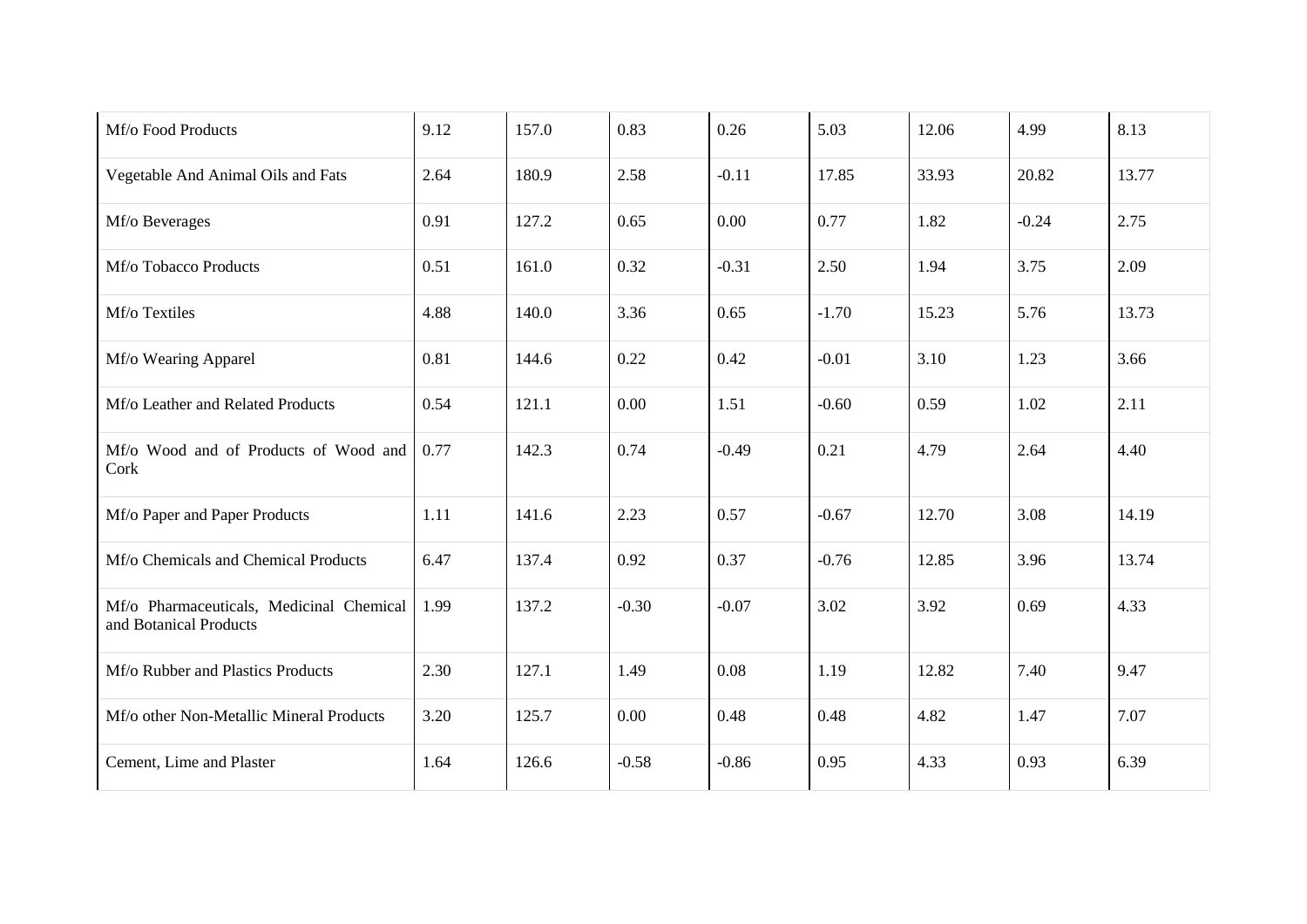| | | | | | | | | |
|---|---|---|---|---|---|---|---|---|
| Mf/o Food Products | 9.12 | 157.0 | 0.83 | 0.26 | 5.03 | 12.06 | 4.99 | 8.13 |
| Vegetable And Animal Oils and Fats | 2.64 | 180.9 | 2.58 | -0.11 | 17.85 | 33.93 | 20.82 | 13.77 |
| Mf/o Beverages | 0.91 | 127.2 | 0.65 | 0.00 | 0.77 | 1.82 | -0.24 | 2.75 |
| Mf/o Tobacco Products | 0.51 | 161.0 | 0.32 | -0.31 | 2.50 | 1.94 | 3.75 | 2.09 |
| Mf/o Textiles | 4.88 | 140.0 | 3.36 | 0.65 | -1.70 | 15.23 | 5.76 | 13.73 |
| Mf/o Wearing Apparel | 0.81 | 144.6 | 0.22 | 0.42 | -0.01 | 3.10 | 1.23 | 3.66 |
| Mf/o Leather and Related Products | 0.54 | 121.1 | 0.00 | 1.51 | -0.60 | 0.59 | 1.02 | 2.11 |
| Mf/o Wood and of Products of Wood and Cork | 0.77 | 142.3 | 0.74 | -0.49 | 0.21 | 4.79 | 2.64 | 4.40 |
| Mf/o Paper and Paper Products | 1.11 | 141.6 | 2.23 | 0.57 | -0.67 | 12.70 | 3.08 | 14.19 |
| Mf/o Chemicals and Chemical Products | 6.47 | 137.4 | 0.92 | 0.37 | -0.76 | 12.85 | 3.96 | 13.74 |
| Mf/o Pharmaceuticals, Medicinal Chemical and Botanical Products | 1.99 | 137.2 | -0.30 | -0.07 | 3.02 | 3.92 | 0.69 | 4.33 |
| Mf/o Rubber and Plastics Products | 2.30 | 127.1 | 1.49 | 0.08 | 1.19 | 12.82 | 7.40 | 9.47 |
| Mf/o other Non-Metallic Mineral Products | 3.20 | 125.7 | 0.00 | 0.48 | 0.48 | 4.82 | 1.47 | 7.07 |
| Cement, Lime and Plaster | 1.64 | 126.6 | -0.58 | -0.86 | 0.95 | 4.33 | 0.93 | 6.39 |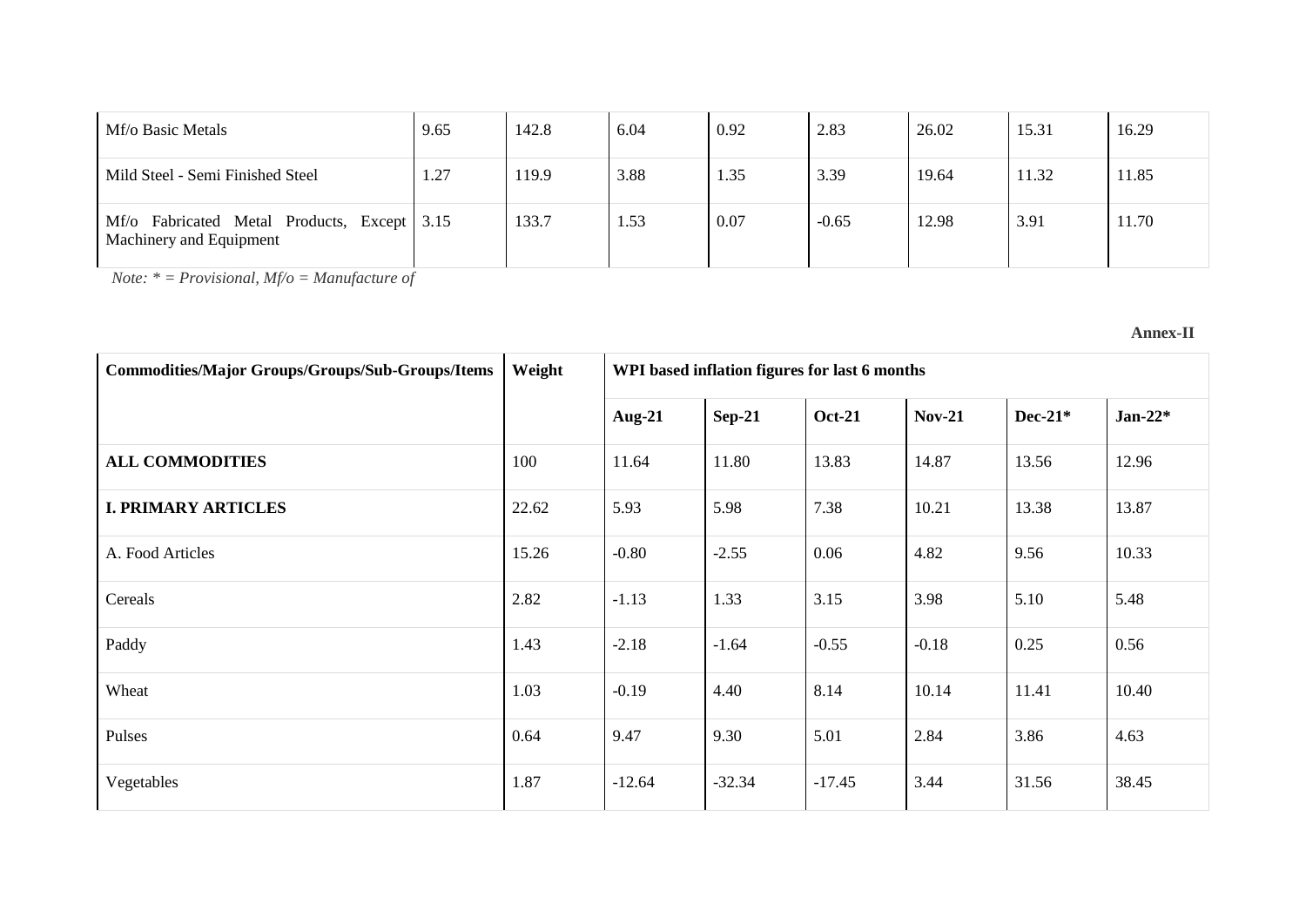| Mf/o Basic Metals | 9.65 | 142.8 | 6.04 | 0.92 | 2.83 | 26.02 | 15.31 | 16.29 |
|---|---|---|---|---|---|---|---|---|
| Mild Steel - Semi Finished Steel | 1.27 | 119.9 | 3.88 | 1.35 | 3.39 | 19.64 | 11.32 | 11.85 |
| Mf/o Fabricated Metal Products, Except Machinery and Equipment | 3.15 | 133.7 | 1.53 | 0.07 | -0.65 | 12.98 | 3.91 | 11.70 |

*Note: * = Provisional, Mf/o = Manufacture of*

**Annex-II**

| Commodities/Major Groups/Groups/Sub-Groups/Items | Weight | WPI based inflation figures for last 6 months | | | | | |
|---|---|---|---|---|---|---|---|
| | | **Aug-21** | **Sep-21** | **Oct-21** | **Nov-21** | **Dec-21*** | **Jan-22*** |
| **ALL COMMODITIES** | 100 | 11.64 | 11.80 | 13.83 | 14.87 | 13.56 | 12.96 |
| **I. PRIMARY ARTICLES** | 22.62 | 5.93 | 5.98 | 7.38 | 10.21 | 13.38 | 13.87 |
| A. Food Articles | 15.26 | -0.80 | -2.55 | 0.06 | 4.82 | 9.56 | 10.33 |
| Cereals | 2.82 | -1.13 | 1.33 | 3.15 | 3.98 | 5.10 | 5.48 |
| Paddy | 1.43 | -2.18 | -1.64 | -0.55 | -0.18 | 0.25 | 0.56 |
| Wheat | 1.03 | -0.19 | 4.40 | 8.14 | 10.14 | 11.41 | 10.40 |
| Pulses | 0.64 | 9.47 | 9.30 | 5.01 | 2.84 | 3.86 | 4.63 |
| Vegetables | 1.87 | -12.64 | -32.34 | -17.45 | 3.44 | 31.56 | 38.45 |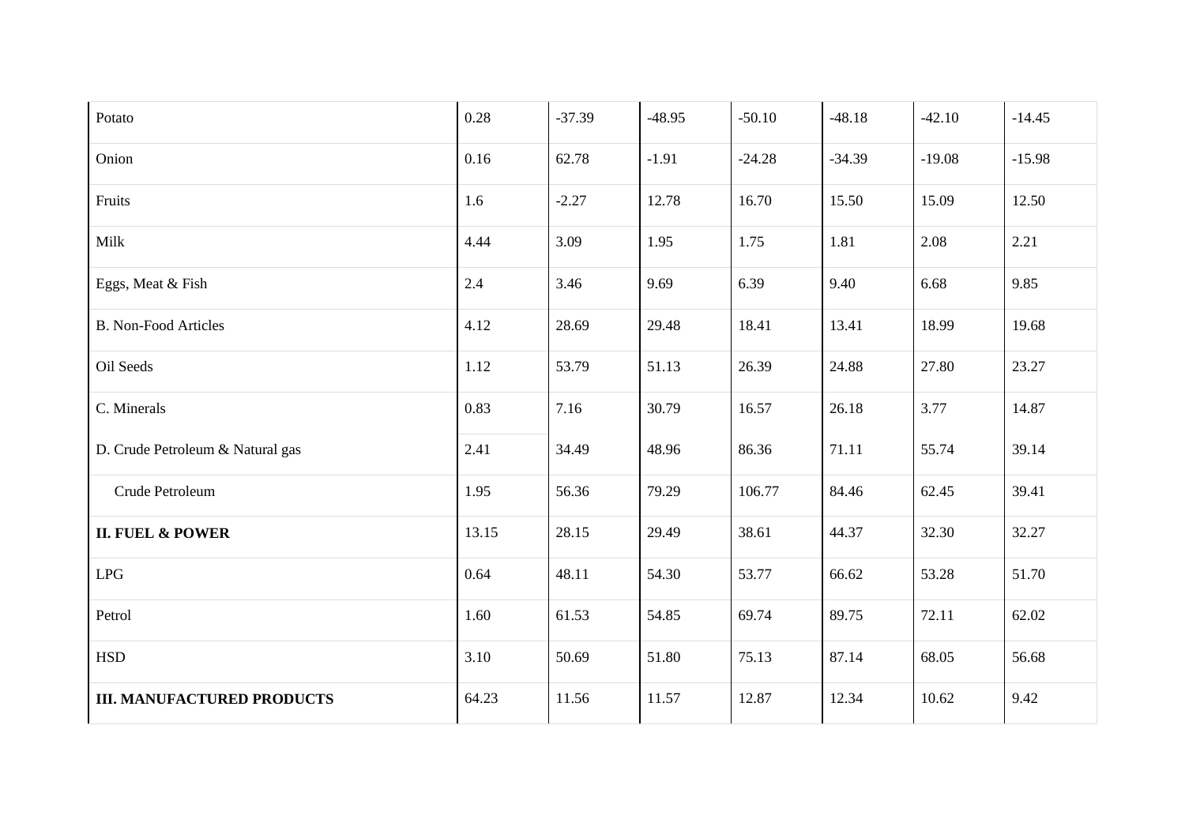| | | | | | | | |
|---|---|---|---|---|---|---|---|
| Potato | 0.28 | -37.39 | -48.95 | -50.10 | -48.18 | -42.10 | -14.45 |
| Onion | 0.16 | 62.78 | -1.91 | -24.28 | -34.39 | -19.08 | -15.98 |
| Fruits | 1.6 | -2.27 | 12.78 | 16.70 | 15.50 | 15.09 | 12.50 |
| Milk | 4.44 | 3.09 | 1.95 | 1.75 | 1.81 | 2.08 | 2.21 |
| Eggs, Meat & Fish | 2.4 | 3.46 | 9.69 | 6.39 | 9.40 | 6.68 | 9.85 |
| B. Non-Food Articles | 4.12 | 28.69 | 29.48 | 18.41 | 13.41 | 18.99 | 19.68 |
| Oil Seeds | 1.12 | 53.79 | 51.13 | 26.39 | 24.88 | 27.80 | 23.27 |
| C. Minerals | 0.83 | 7.16 | 30.79 | 16.57 | 26.18 | 3.77 | 14.87 |
| D. Crude Petroleum & Natural gas | 2.41 | 34.49 | 48.96 | 86.36 | 71.11 | 55.74 | 39.14 |
| Crude Petroleum | 1.95 | 56.36 | 79.29 | 106.77 | 84.46 | 62.45 | 39.41 |
| **II. FUEL & POWER** | 13.15 | 28.15 | 29.49 | 38.61 | 44.37 | 32.30 | 32.27 |
| LPG | 0.64 | 48.11 | 54.30 | 53.77 | 66.62 | 53.28 | 51.70 |
| Petrol | 1.60 | 61.53 | 54.85 | 69.74 | 89.75 | 72.11 | 62.02 |
| HSD | 3.10 | 50.69 | 51.80 | 75.13 | 87.14 | 68.05 | 56.68 |
| **III. MANUFACTURED PRODUCTS** | 64.23 | 11.56 | 11.57 | 12.87 | 12.34 | 10.62 | 9.42 |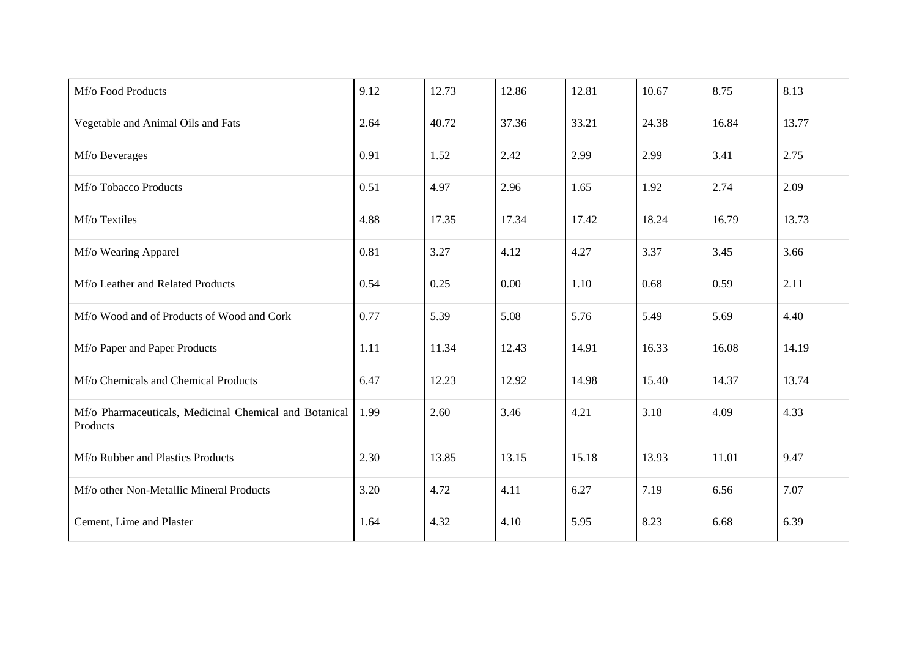| | | | | | | | |
|---|---|---|---|---|---|---|---|
| Mf/o Food Products | 9.12 | 12.73 | 12.86 | 12.81 | 10.67 | 8.75 | 8.13 |
| Vegetable and Animal Oils and Fats | 2.64 | 40.72 | 37.36 | 33.21 | 24.38 | 16.84 | 13.77 |
| Mf/o Beverages | 0.91 | 1.52 | 2.42 | 2.99 | 2.99 | 3.41 | 2.75 |
| Mf/o Tobacco Products | 0.51 | 4.97 | 2.96 | 1.65 | 1.92 | 2.74 | 2.09 |
| Mf/o Textiles | 4.88 | 17.35 | 17.34 | 17.42 | 18.24 | 16.79 | 13.73 |
| Mf/o Wearing Apparel | 0.81 | 3.27 | 4.12 | 4.27 | 3.37 | 3.45 | 3.66 |
| Mf/o Leather and Related Products | 0.54 | 0.25 | 0.00 | 1.10 | 0.68 | 0.59 | 2.11 |
| Mf/o Wood and of Products of Wood and Cork | 0.77 | 5.39 | 5.08 | 5.76 | 5.49 | 5.69 | 4.40 |
| Mf/o Paper and Paper Products | 1.11 | 11.34 | 12.43 | 14.91 | 16.33 | 16.08 | 14.19 |
| Mf/o Chemicals and Chemical Products | 6.47 | 12.23 | 12.92 | 14.98 | 15.40 | 14.37 | 13.74 |
| Mf/o Pharmaceuticals, Medicinal Chemical and Botanical Products | 1.99 | 2.60 | 3.46 | 4.21 | 3.18 | 4.09 | 4.33 |
| Mf/o Rubber and Plastics Products | 2.30 | 13.85 | 13.15 | 15.18 | 13.93 | 11.01 | 9.47 |
| Mf/o other Non-Metallic Mineral Products | 3.20 | 4.72 | 4.11 | 6.27 | 7.19 | 6.56 | 7.07 |
| Cement, Lime and Plaster | 1.64 | 4.32 | 4.10 | 5.95 | 8.23 | 6.68 | 6.39 |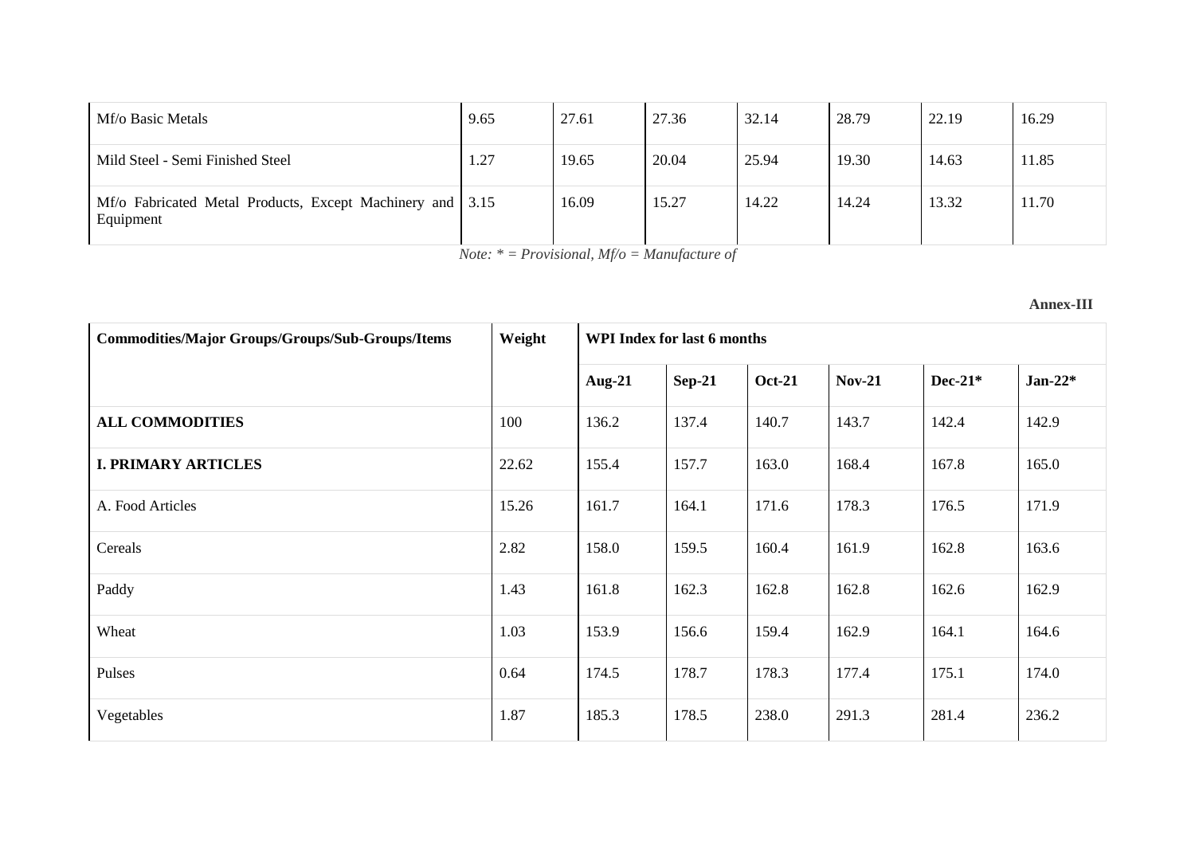| Mf/o Basic Metals | 9.65 | 27.61 | 27.36 | 32.14 | 28.79 | 22.19 | 16.29 |
|---|---|---|---|---|---|---|---|
| Mild Steel - Semi Finished Steel | 1.27 | 19.65 | 20.04 | 25.94 | 19.30 | 14.63 | 11.85 |
| Mf/o Fabricated Metal Products, Except Machinery and Equipment | 3.15 | 16.09 | 15.27 | 14.22 | 14.24 | 13.32 | 11.70 |

*Note: * = Provisional, Mf/o = Manufacture of*

**Annex-III**

| Commodities/Major Groups/Groups/Sub-Groups/Items | Weight | WPI Index for last 6 months | | | | | |
|---|---|---|---|---|---|---|---|
| | | **Aug-21** | **Sep-21** | **Oct-21** | **Nov-21** | **Dec-21*** | **Jan-22*** |
| **ALL COMMODITIES** | 100 | 136.2 | 137.4 | 140.7 | 143.7 | 142.4 | 142.9 |
| **I. PRIMARY ARTICLES** | 22.62 | 155.4 | 157.7 | 163.0 | 168.4 | 167.8 | 165.0 |
| A. Food Articles | 15.26 | 161.7 | 164.1 | 171.6 | 178.3 | 176.5 | 171.9 |
| Cereals | 2.82 | 158.0 | 159.5 | 160.4 | 161.9 | 162.8 | 163.6 |
| Paddy | 1.43 | 161.8 | 162.3 | 162.8 | 162.8 | 162.6 | 162.9 |
| Wheat | 1.03 | 153.9 | 156.6 | 159.4 | 162.9 | 164.1 | 164.6 |
| Pulses | 0.64 | 174.5 | 178.7 | 178.3 | 177.4 | 175.1 | 174.0 |
| Vegetables | 1.87 | 185.3 | 178.5 | 238.0 | 291.3 | 281.4 | 236.2 |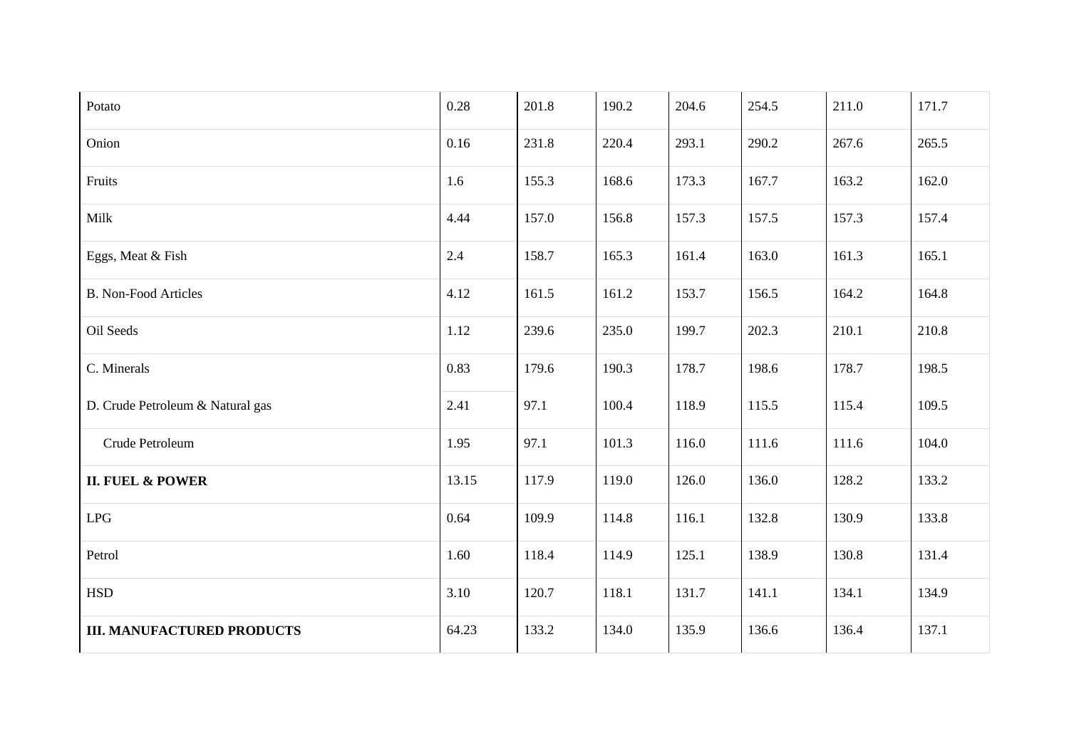| | | | | | | | |
|---|---|---|---|---|---|---|---|
| Potato | 0.28 | 201.8 | 190.2 | 204.6 | 254.5 | 211.0 | 171.7 |
| Onion | 0.16 | 231.8 | 220.4 | 293.1 | 290.2 | 267.6 | 265.5 |
| Fruits | 1.6 | 155.3 | 168.6 | 173.3 | 167.7 | 163.2 | 162.0 |
| Milk | 4.44 | 157.0 | 156.8 | 157.3 | 157.5 | 157.3 | 157.4 |
| Eggs, Meat & Fish | 2.4 | 158.7 | 165.3 | 161.4 | 163.0 | 161.3 | 165.1 |
| B. Non-Food Articles | 4.12 | 161.5 | 161.2 | 153.7 | 156.5 | 164.2 | 164.8 |
| Oil Seeds | 1.12 | 239.6 | 235.0 | 199.7 | 202.3 | 210.1 | 210.8 |
| C. Minerals | 0.83 | 179.6 | 190.3 | 178.7 | 198.6 | 178.7 | 198.5 |
| D. Crude Petroleum & Natural gas | 2.41 | 97.1 | 100.4 | 118.9 | 115.5 | 115.4 | 109.5 |
| Crude Petroleum | 1.95 | 97.1 | 101.3 | 116.0 | 111.6 | 111.6 | 104.0 |
| **II. FUEL & POWER** | 13.15 | 117.9 | 119.0 | 126.0 | 136.0 | 128.2 | 133.2 |
| LPG | 0.64 | 109.9 | 114.8 | 116.1 | 132.8 | 130.9 | 133.8 |
| Petrol | 1.60 | 118.4 | 114.9 | 125.1 | 138.9 | 130.8 | 131.4 |
| HSD | 3.10 | 120.7 | 118.1 | 131.7 | 141.1 | 134.1 | 134.9 |
| **III. MANUFACTURED PRODUCTS** | 64.23 | 133.2 | 134.0 | 135.9 | 136.6 | 136.4 | 137.1 |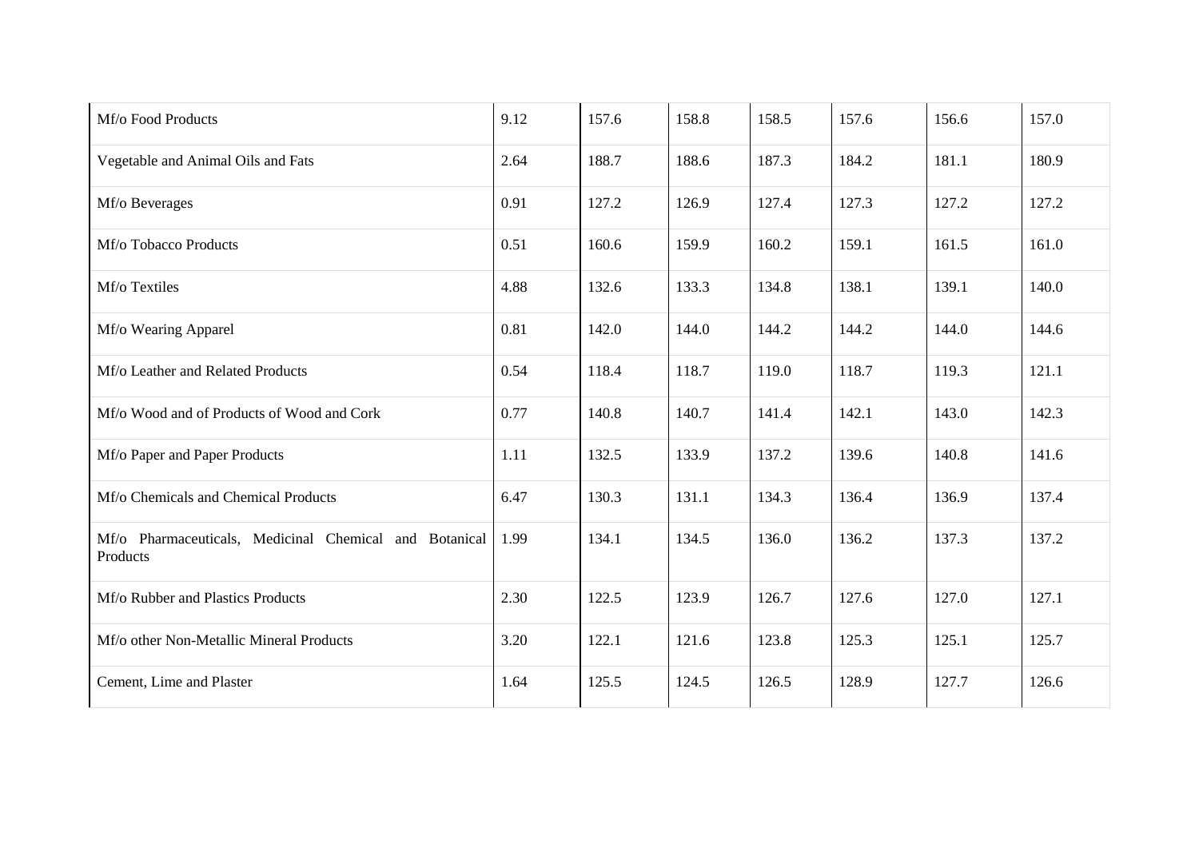| | | | | | | | |
|---|---|---|---|---|---|---|---|
| Mf/o Food Products | 9.12 | 157.6 | 158.8 | 158.5 | 157.6 | 156.6 | 157.0 |
| Vegetable and Animal Oils and Fats | 2.64 | 188.7 | 188.6 | 187.3 | 184.2 | 181.1 | 180.9 |
| Mf/o Beverages | 0.91 | 127.2 | 126.9 | 127.4 | 127.3 | 127.2 | 127.2 |
| Mf/o Tobacco Products | 0.51 | 160.6 | 159.9 | 160.2 | 159.1 | 161.5 | 161.0 |
| Mf/o Textiles | 4.88 | 132.6 | 133.3 | 134.8 | 138.1 | 139.1 | 140.0 |
| Mf/o Wearing Apparel | 0.81 | 142.0 | 144.0 | 144.2 | 144.2 | 144.0 | 144.6 |
| Mf/o Leather and Related Products | 0.54 | 118.4 | 118.7 | 119.0 | 118.7 | 119.3 | 121.1 |
| Mf/o Wood and of Products of Wood and Cork | 0.77 | 140.8 | 140.7 | 141.4 | 142.1 | 143.0 | 142.3 |
| Mf/o Paper and Paper Products | 1.11 | 132.5 | 133.9 | 137.2 | 139.6 | 140.8 | 141.6 |
| Mf/o Chemicals and Chemical Products | 6.47 | 130.3 | 131.1 | 134.3 | 136.4 | 136.9 | 137.4 |
| Mf/o Pharmaceuticals, Medicinal Chemical and Botanical Products | 1.99 | 134.1 | 134.5 | 136.0 | 136.2 | 137.3 | 137.2 |
| Mf/o Rubber and Plastics Products | 2.30 | 122.5 | 123.9 | 126.7 | 127.6 | 127.0 | 127.1 |
| Mf/o other Non-Metallic Mineral Products | 3.20 | 122.1 | 121.6 | 123.8 | 125.3 | 125.1 | 125.7 |
| Cement, Lime and Plaster | 1.64 | 125.5 | 124.5 | 126.5 | 128.9 | 127.7 | 126.6 |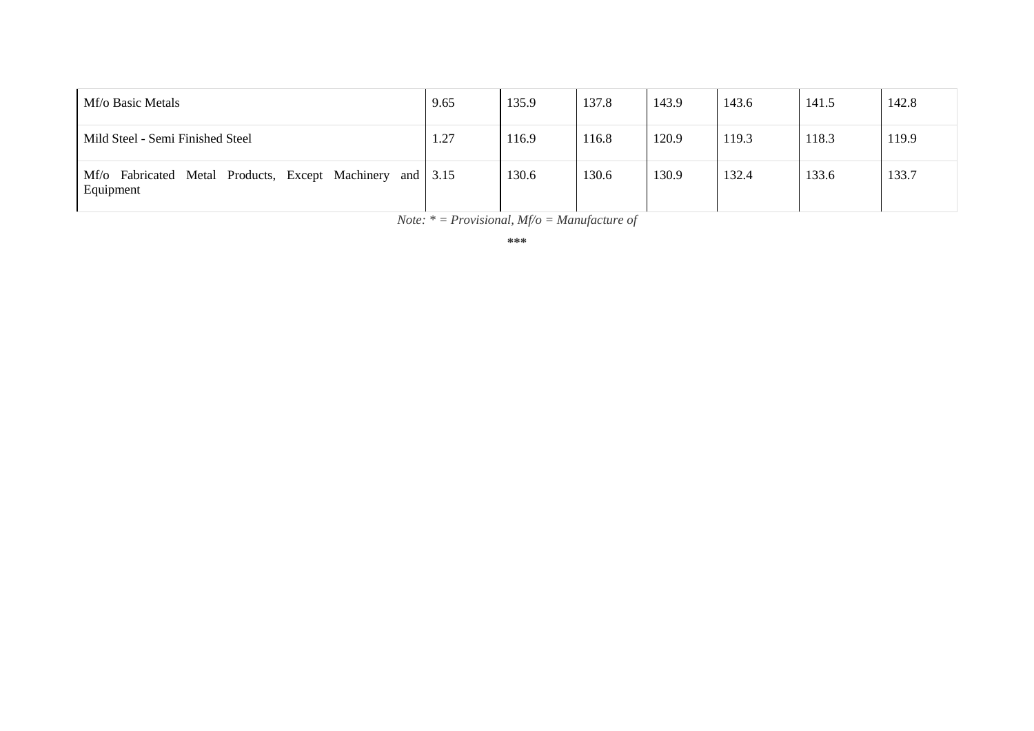| | | | | | | | |
|---|---|---|---|---|---|---|---|
| Mf/o Basic Metals | 9.65 | 135.9 | 137.8 | 143.9 | 143.6 | 141.5 | 142.8 |
| Mild Steel - Semi Finished Steel | 1.27 | 116.9 | 116.8 | 120.9 | 119.3 | 118.3 | 119.9 |
| Mf/o Fabricated Metal Products, Except Machinery and Equipment | 3.15 | 130.6 | 130.6 | 130.9 | 132.4 | 133.6 | 133.7 |

*Note: * = Provisional, Mf/o = Manufacture of*

***